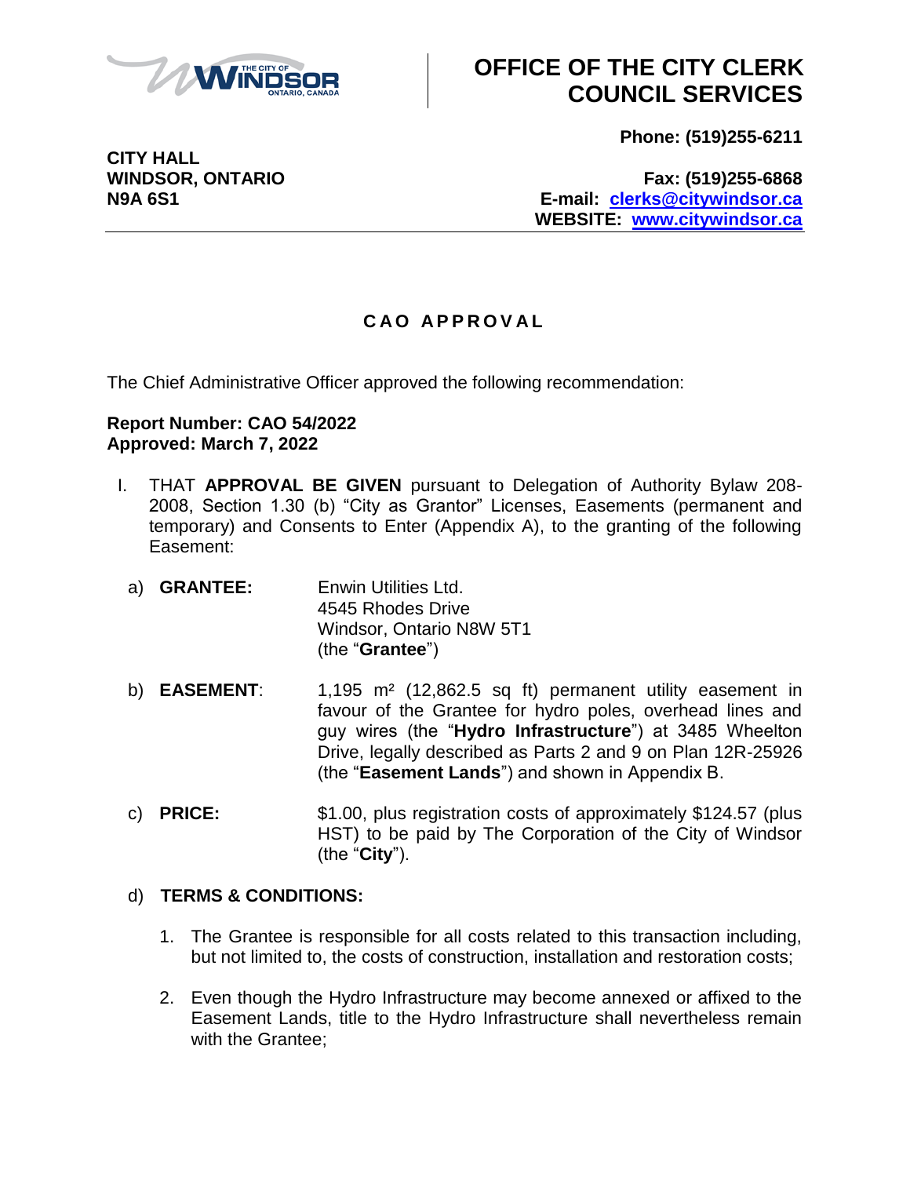# OFFICE OF THE CITY CLERK COUNCIL SERVICES

**CITY HALL**
**WINDSOR, ONTARIO**
**N9A 6S1**

**Phone: (519)255-6211**

**Fax: (519)255-6868**
**E-mail: clerks@citywindsor.ca**
**WEBSITE: www.citywindsor.ca**

## C A O A P P R O V A L

The Chief Administrative Officer approved the following recommendation:

**Report Number: CAO 54/2022**
**Approved: March 7, 2022**

I. THAT **APPROVAL BE GIVEN** pursuant to Delegation of Authority Bylaw 208-2008, Section 1.30 (b) "City as Grantor" Licenses, Easements (permanent and temporary) and Consents to Enter (Appendix A), to the granting of the following Easement:

a) **GRANTEE:** Enwin Utilities Ltd.
4545 Rhodes Drive
Windsor, Ontario N8W 5T1
(the "**Grantee**")

b) **EASEMENT**: 1,195 m² (12,862.5 sq ft) permanent utility easement in favour of the Grantee for hydro poles, overhead lines and guy wires (the "**Hydro Infrastructure**") at 3485 Wheelton Drive, legally described as Parts 2 and 9 on Plan 12R-25926 (the "**Easement Lands**") and shown in Appendix B.

c) **PRICE:** $1.00, plus registration costs of approximately $124.57 (plus HST) to be paid by The Corporation of the City of Windsor (the "**City**").

d) **TERMS & CONDITIONS:**

1. The Grantee is responsible for all costs related to this transaction including, but not limited to, the costs of construction, installation and restoration costs;

2. Even though the Hydro Infrastructure may become annexed or affixed to the Easement Lands, title to the Hydro Infrastructure shall nevertheless remain with the Grantee;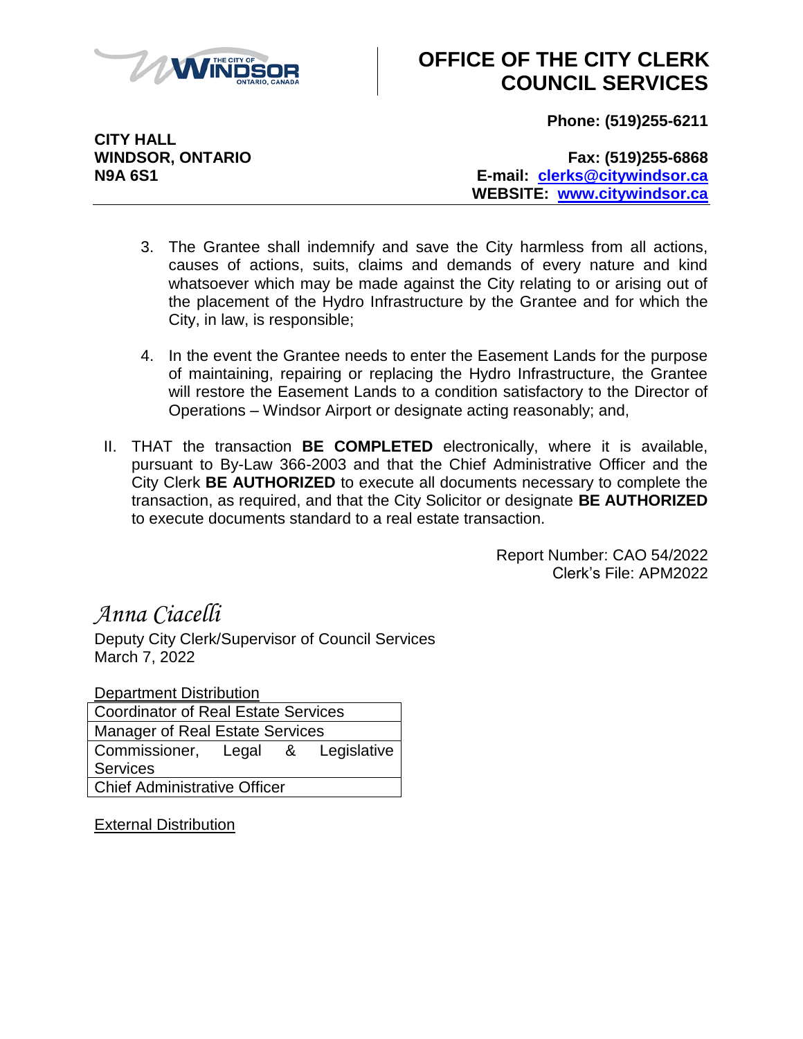# OFFICE OF THE CITY CLERK
# COUNCIL SERVICES

**CITY HALL**
**WINDSOR, ONTARIO**
**N9A 6S1**

**Phone: (519)255-6211**

**Fax: (519)255-6868**
**E-mail: clerks@citywindsor.ca**
**WEBSITE: www.citywindsor.ca**

3. The Grantee shall indemnify and save the City harmless from all actions, causes of actions, suits, claims and demands of every nature and kind whatsoever which may be made against the City relating to or arising out of the placement of the Hydro Infrastructure by the Grantee and for which the City, in law, is responsible;

4. In the event the Grantee needs to enter the Easement Lands for the purpose of maintaining, repairing or replacing the Hydro Infrastructure, the Grantee will restore the Easement Lands to a condition satisfactory to the Director of Operations – Windsor Airport or designate acting reasonably; and,

II. THAT the transaction **BE COMPLETED** electronically, where it is available, pursuant to By-Law 366-2003 and that the Chief Administrative Officer and the City Clerk **BE AUTHORIZED** to execute all documents necessary to complete the transaction, as required, and that the City Solicitor or designate **BE AUTHORIZED** to execute documents standard to a real estate transaction.

Report Number: CAO 54/2022
Clerk's File: APM2022

*Anna Ciacelli*
Deputy City Clerk/Supervisor of Council Services
March 7, 2022

Department Distribution

| |
|---|
| Coordinator of Real Estate Services |
| Manager of Real Estate Services |
| Commissioner, Legal & Legislative Services |
| Chief Administrative Officer |

External Distribution